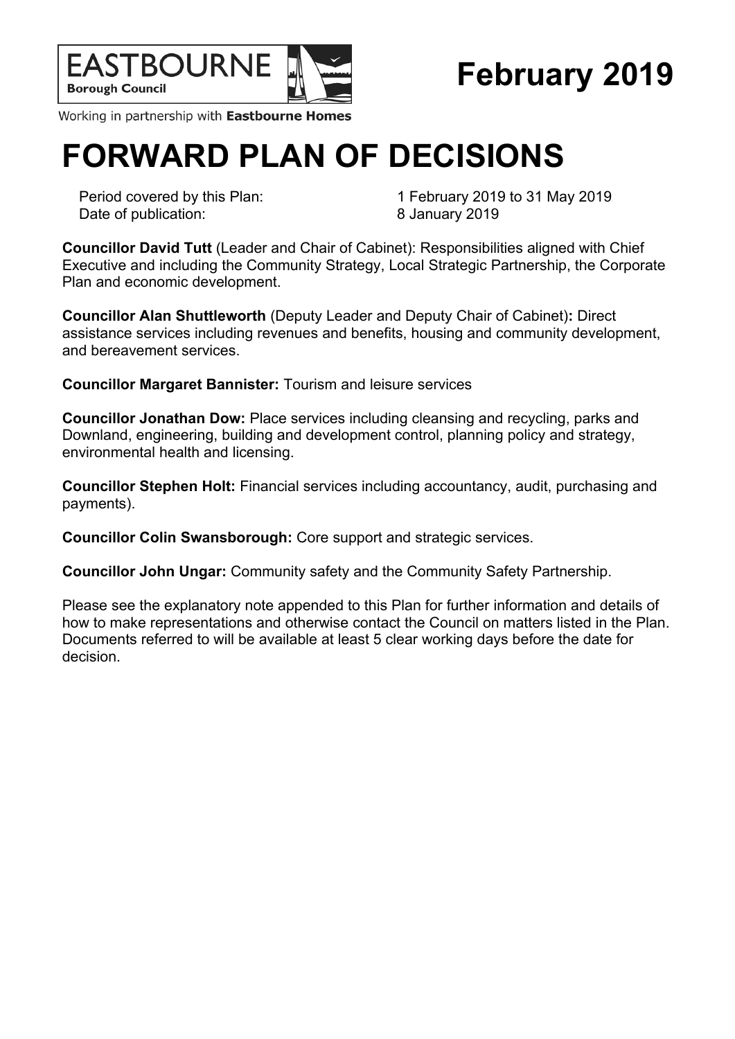EASTBOURNE
Borough Council

Working in partnership with **Eastbourne Homes**

# February 2019

# FORWARD PLAN OF DECISIONS

| | |
|---|---|
| Period covered by this Plan: | 1 February 2019 to 31 May 2019 |
| Date of publication: | 8 January 2019 |

**Councillor David Tutt** (Leader and Chair of Cabinet): Responsibilities aligned with Chief Executive and including the Community Strategy, Local Strategic Partnership, the Corporate Plan and economic development.

**Councillor Alan Shuttleworth** (Deputy Leader and Deputy Chair of Cabinet)**:** Direct assistance services including revenues and benefits, housing and community development, and bereavement services.

**Councillor Margaret Bannister:** Tourism and leisure services

**Councillor Jonathan Dow:** Place services including cleansing and recycling, parks and Downland, engineering, building and development control, planning policy and strategy, environmental health and licensing.

**Councillor Stephen Holt:** Financial services including accountancy, audit, purchasing and payments).

**Councillor Colin Swansborough:** Core support and strategic services.

**Councillor John Ungar:** Community safety and the Community Safety Partnership.

Please see the explanatory note appended to this Plan for further information and details of how to make representations and otherwise contact the Council on matters listed in the Plan. Documents referred to will be available at least 5 clear working days before the date for decision.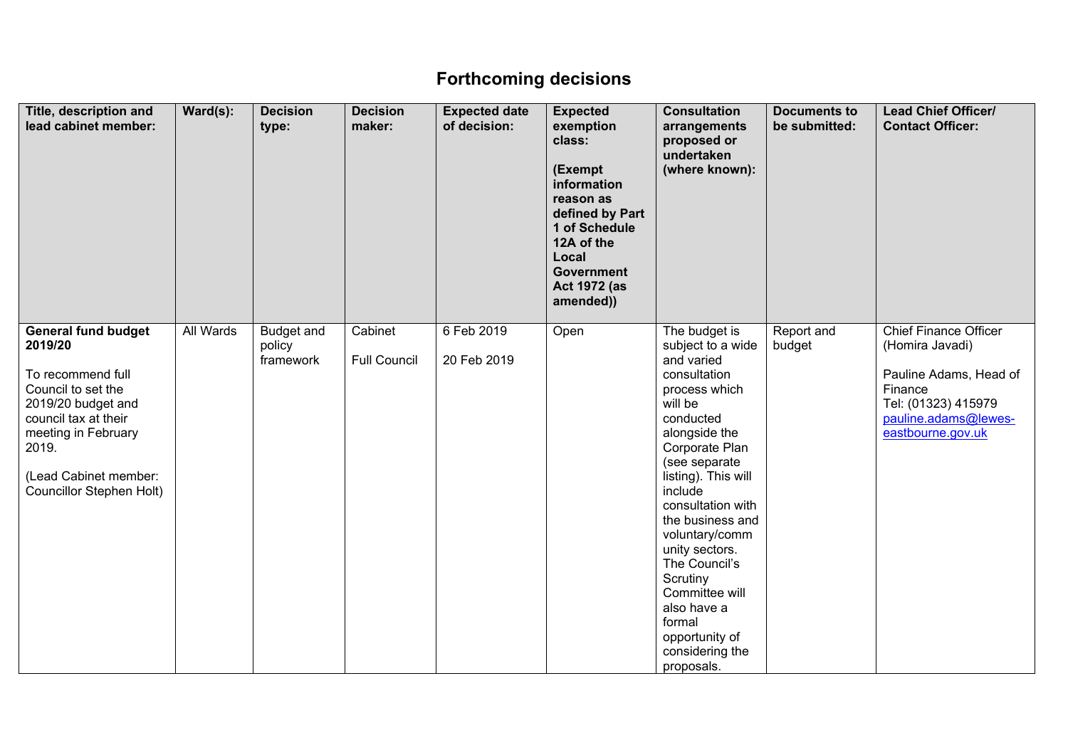# Forthcoming decisions

| Title, description and lead cabinet member: | Ward(s): | Decision type: | Decision maker: | Expected date of decision: | Expected exemption class: (Exempt information reason as defined by Part 1 of Schedule 12A of the Local Government Act 1972 (as amended)) | Consultation arrangements proposed or undertaken (where known): | Documents to be submitted: | Lead Chief Officer/ Contact Officer: |
|---|---|---|---|---|---|---|---|---|
| **General fund budget 2019/20**<br><br>To recommend full Council to set the 2019/20 budget and council tax at their meeting in February 2019.<br><br>(Lead Cabinet member: Councillor Stephen Holt) | All Wards | Budget and policy framework | Cabinet<br><br>Full Council | 6 Feb 2019<br><br>20 Feb 2019 | Open | The budget is subject to a wide and varied consultation process which will be conducted alongside the Corporate Plan (see separate listing). This will include consultation with the business and voluntary/community sectors. The Council's Scrutiny Committee will also have a formal opportunity of considering the proposals. | Report and budget | Chief Finance Officer (Homira Javadi)<br><br>Pauline Adams, Head of Finance<br>Tel: (01323) 415979<br>pauline.adams@lewes-eastbourne.gov.uk |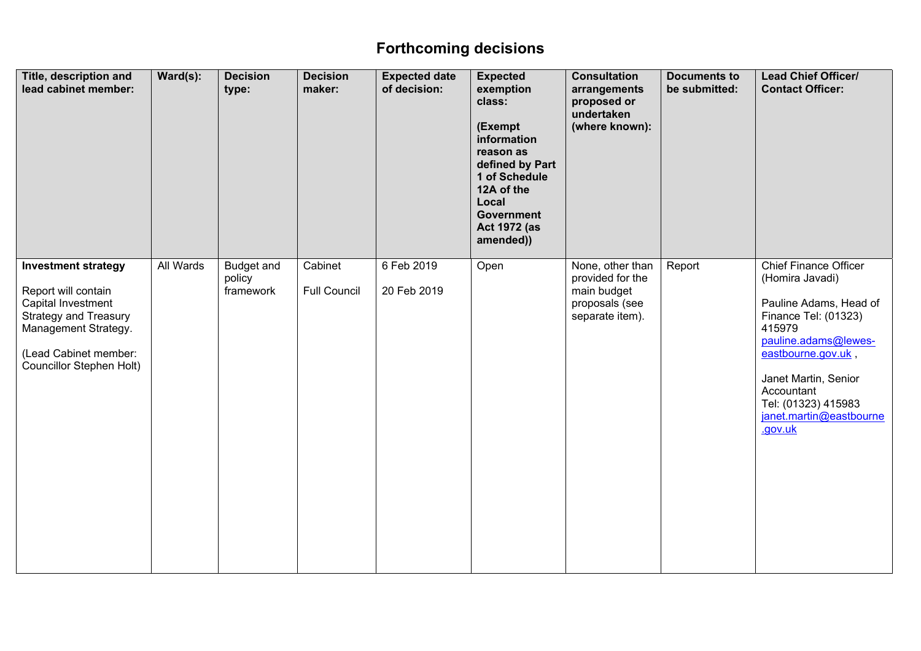# Forthcoming decisions

| Title, description and lead cabinet member: | Ward(s): | Decision type: | Decision maker: | Expected date of decision: | Expected exemption class: (Exempt information reason as defined by Part 1 of Schedule 12A of the Local Government Act 1972 (as amended)) | Consultation arrangements proposed or undertaken (where known): | Documents to be submitted: | Lead Chief Officer/ Contact Officer: |
|---|---|---|---|---|---|---|---|---|
| **Investment strategy**<br><br>Report will contain Capital Investment Strategy and Treasury Management Strategy.<br><br>(Lead Cabinet member: Councillor Stephen Holt) | All Wards | Budget and policy framework | Cabinet<br><br>Full Council | 6 Feb 2019<br><br>20 Feb 2019 | Open | None, other than provided for the main budget proposals (see separate item). | Report | Chief Finance Officer (Homira Javadi)<br><br>Pauline Adams, Head of Finance Tel: (01323) 415979 pauline.adams@lewes-eastbourne.gov.uk ,<br><br>Janet Martin, Senior Accountant Tel: (01323) 415983 janet.martin@eastbourne.gov.uk |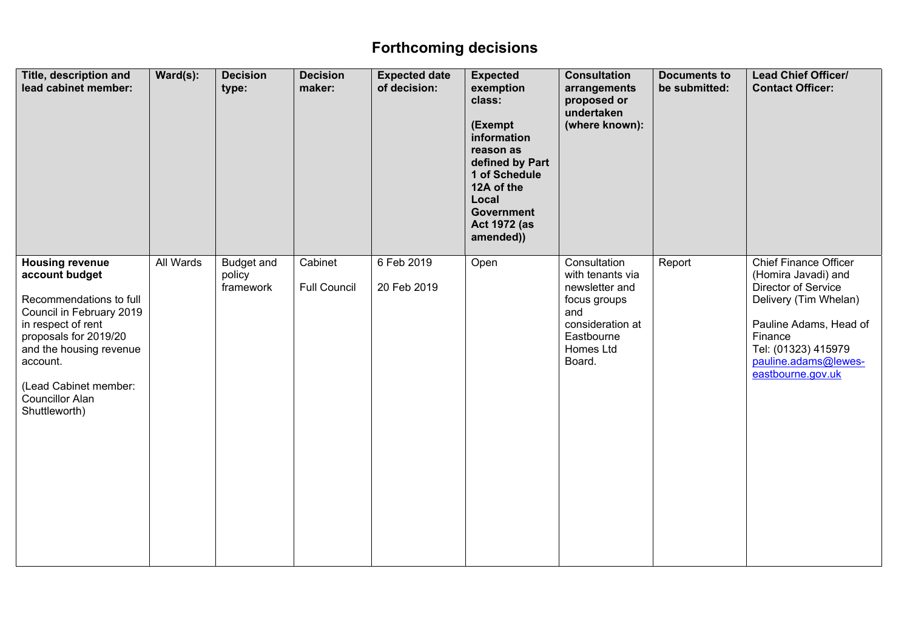# Forthcoming decisions

| Title, description and lead cabinet member: | Ward(s): | Decision type: | Decision maker: | Expected date of decision: | Expected exemption class: (Exempt information reason as defined by Part 1 of Schedule 12A of the Local Government Act 1972 (as amended)) | Consultation arrangements proposed or undertaken (where known): | Documents to be submitted: | Lead Chief Officer/ Contact Officer: |
|---|---|---|---|---|---|---|---|---|
| **Housing revenue account budget**<br><br>Recommendations to full Council in February 2019 in respect of rent proposals for 2019/20 and the housing revenue account.<br><br>(Lead Cabinet member: Councillor Alan Shuttleworth) | All Wards | Budget and policy framework | Cabinet<br><br>Full Council | 6 Feb 2019<br><br>20 Feb 2019 | Open | Consultation with tenants via newsletter and focus groups and consideration at Eastbourne Homes Ltd Board. | Report | Chief Finance Officer (Homira Javadi) and Director of Service Delivery (Tim Whelan)<br><br>Pauline Adams, Head of Finance<br>Tel: (01323) 415979<br>pauline.adams@lewes-eastbourne.gov.uk |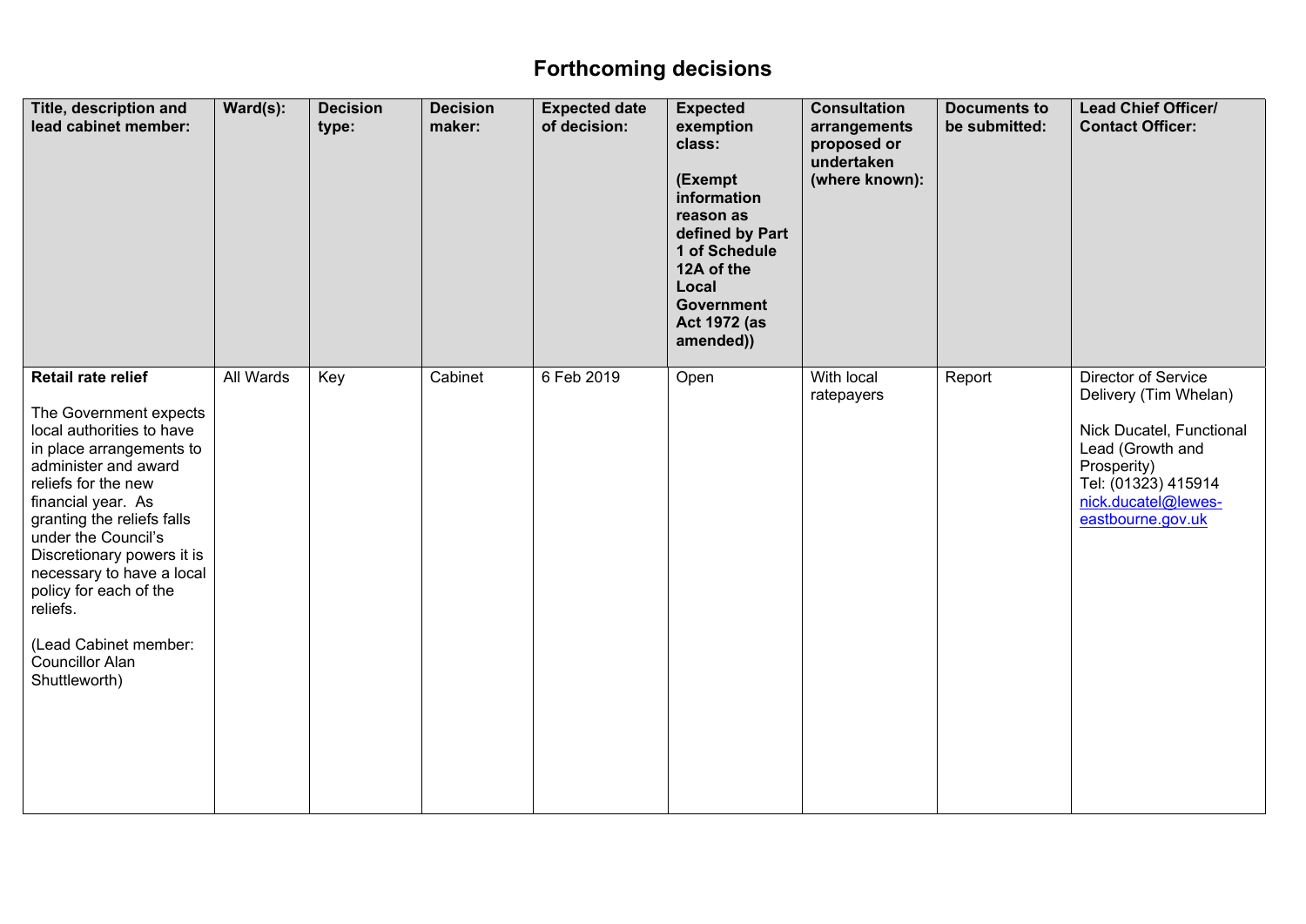# Forthcoming decisions

| Title, description and lead cabinet member: | Ward(s): | Decision type: | Decision maker: | Expected date of decision: | Expected exemption class: (Exempt information reason as defined by Part 1 of Schedule 12A of the Local Government Act 1972 (as amended)) | Consultation arrangements proposed or undertaken (where known): | Documents to be submitted: | Lead Chief Officer/ Contact Officer: |
|---|---|---|---|---|---|---|---|---|
| **Retail rate relief**<br><br>The Government expects local authorities to have in place arrangements to administer and award reliefs for the new financial year. As granting the reliefs falls under the Council's Discretionary powers it is necessary to have a local policy for each of the reliefs.<br><br>(Lead Cabinet member: Councillor Alan Shuttleworth) | All Wards | Key | Cabinet | 6 Feb 2019 | Open | With local ratepayers | Report | Director of Service Delivery (Tim Whelan)<br><br>Nick Ducatel, Functional Lead (Growth and Prosperity)<br>Tel: (01323) 415914<br>nick.ducatel@lewes-eastbourne.gov.uk |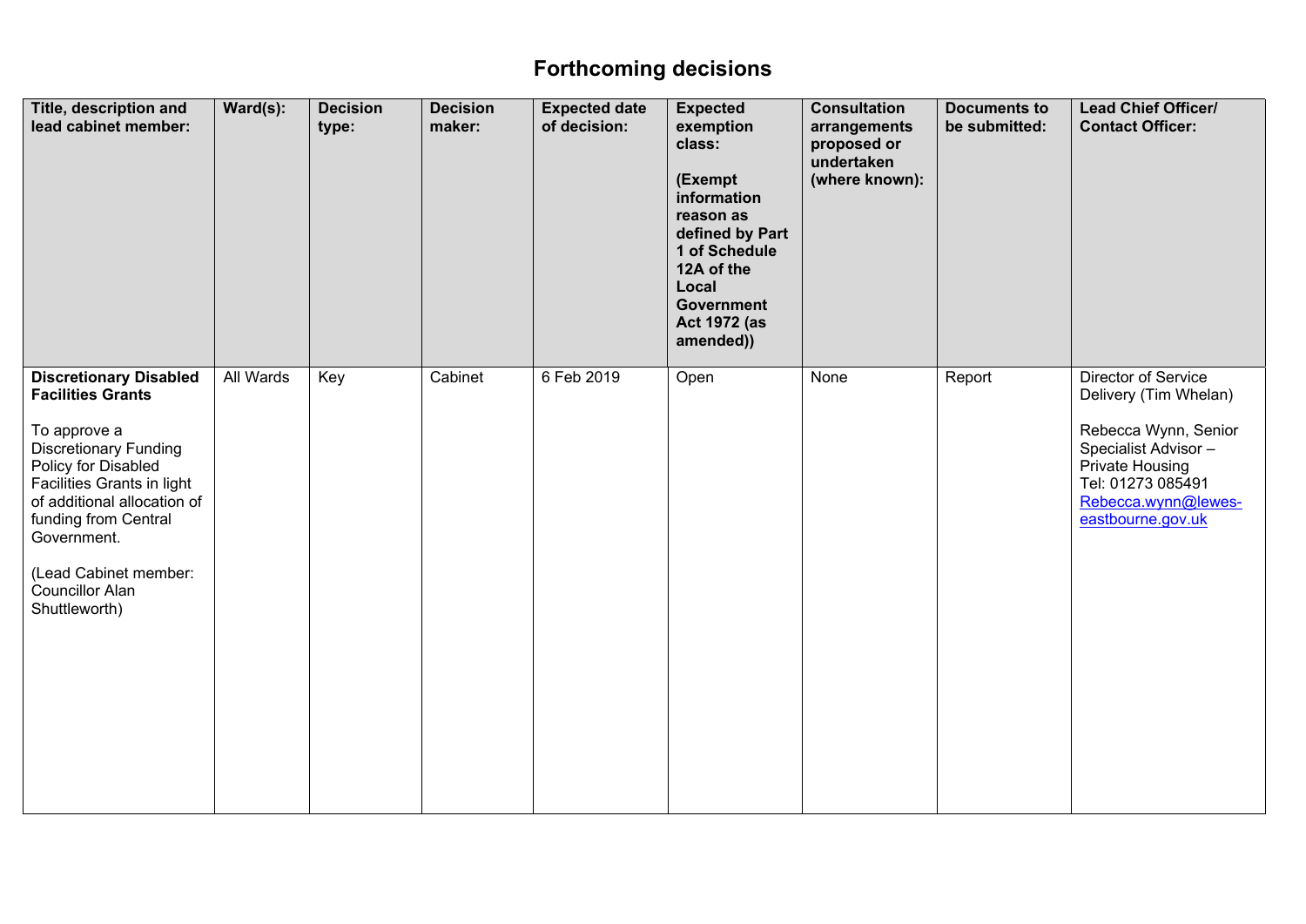# Forthcoming decisions

| Title, description and lead cabinet member: | Ward(s): | Decision type: | Decision maker: | Expected date of decision: | Expected exemption class: (Exempt information reason as defined by Part 1 of Schedule 12A of the Local Government Act 1972 (as amended)) | Consultation arrangements proposed or undertaken (where known): | Documents to be submitted: | Lead Chief Officer/ Contact Officer: |
|---|---|---|---|---|---|---|---|---|
| **Discretionary Disabled Facilities Grants** To approve a Discretionary Funding Policy for Disabled Facilities Grants in light of additional allocation of funding from Central Government. (Lead Cabinet member: Councillor Alan Shuttleworth) | All Wards | Key | Cabinet | 6 Feb 2019 | Open | None | Report | Director of Service Delivery (Tim Whelan) Rebecca Wynn, Senior Specialist Advisor – Private Housing Tel: 01273 085491 Rebecca.wynn@lewes-eastbourne.gov.uk |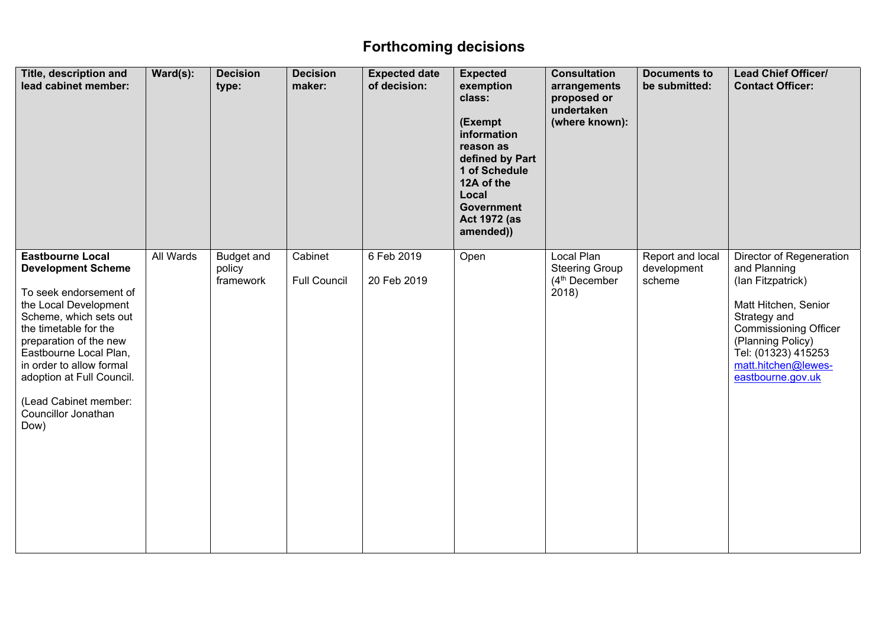# Forthcoming decisions

| Title, description and lead cabinet member: | Ward(s): | Decision type: | Decision maker: | Expected date of decision: | Expected exemption class: (Exempt information reason as defined by Part 1 of Schedule 12A of the Local Government Act 1972 (as amended)) | Consultation arrangements proposed or undertaken (where known): | Documents to be submitted: | Lead Chief Officer/ Contact Officer: |
|---|---|---|---|---|---|---|---|---|
| **Eastbourne Local Development Scheme**<br><br>To seek endorsement of the Local Development Scheme, which sets out the timetable for the preparation of the new Eastbourne Local Plan, in order to allow formal adoption at Full Council.<br><br>(Lead Cabinet member: Councillor Jonathan Dow) | All Wards | Budget and policy framework | Cabinet<br><br>Full Council | 6 Feb 2019<br><br>20 Feb 2019 | Open | Local Plan Steering Group (4th December 2018) | Report and local development scheme | Director of Regeneration and Planning (Ian Fitzpatrick)<br><br>Matt Hitchen, Senior Strategy and Commissioning Officer (Planning Policy)<br>Tel: (01323) 415253<br>matt.hitchen@lewes-eastbourne.gov.uk |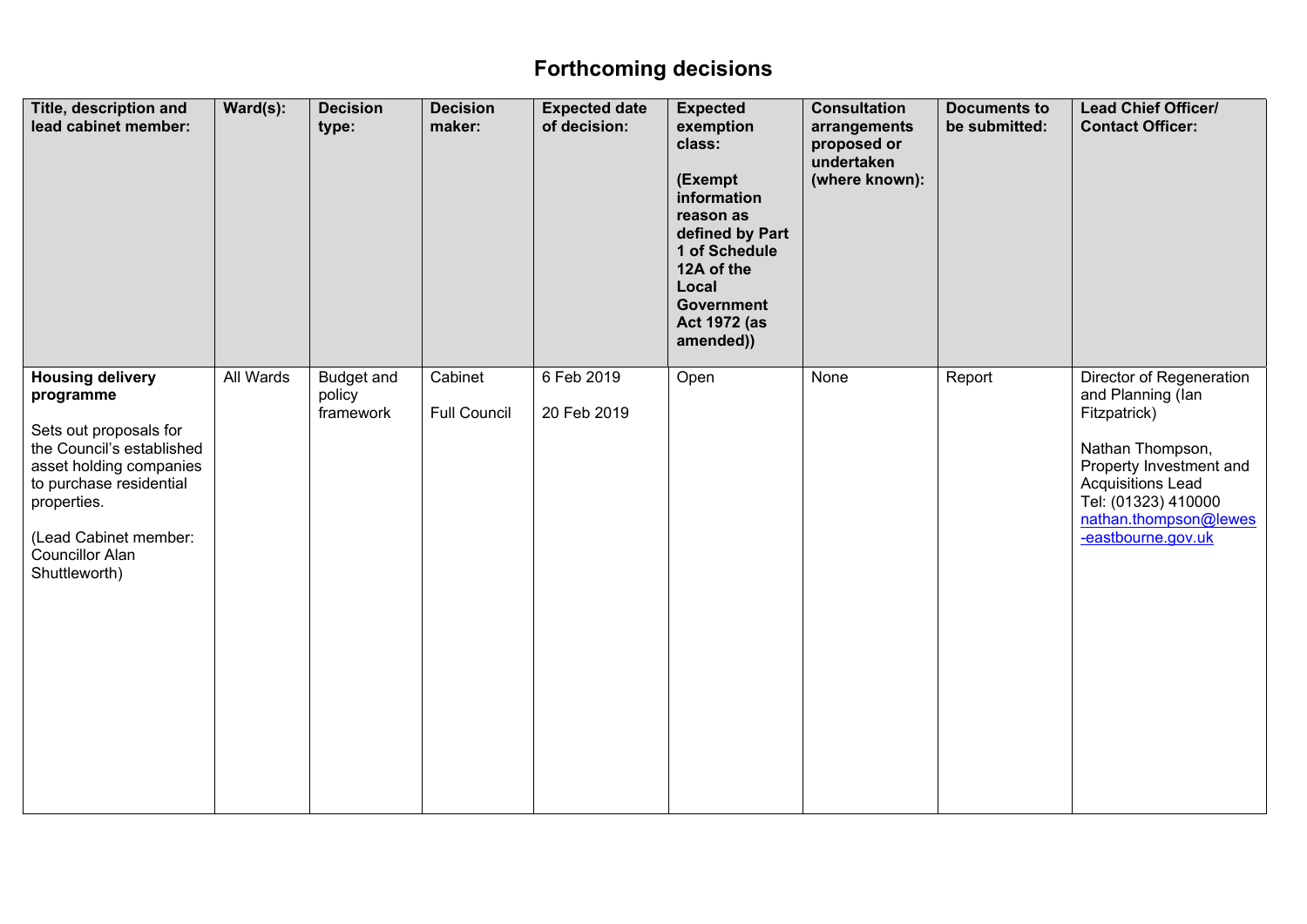# Forthcoming decisions

| Title, description and lead cabinet member: | Ward(s): | Decision type: | Decision maker: | Expected date of decision: | Expected exemption class: (Exempt information reason as defined by Part 1 of Schedule 12A of the Local Government Act 1972 (as amended)) | Consultation arrangements proposed or undertaken (where known): | Documents to be submitted: | Lead Chief Officer/ Contact Officer: |
|---|---|---|---|---|---|---|---|---|
| **Housing delivery programme**<br><br>Sets out proposals for the Council's established asset holding companies to purchase residential properties.<br><br>(Lead Cabinet member: Councillor Alan Shuttleworth) | All Wards | Budget and policy framework | Cabinet<br><br>Full Council | 6 Feb 2019<br><br>20 Feb 2019 | Open | None | Report | Director of Regeneration and Planning (Ian Fitzpatrick)<br><br>Nathan Thompson, Property Investment and Acquisitions Lead<br>Tel: (01323) 410000<br>nathan.thompson@lewes-eastbourne.gov.uk |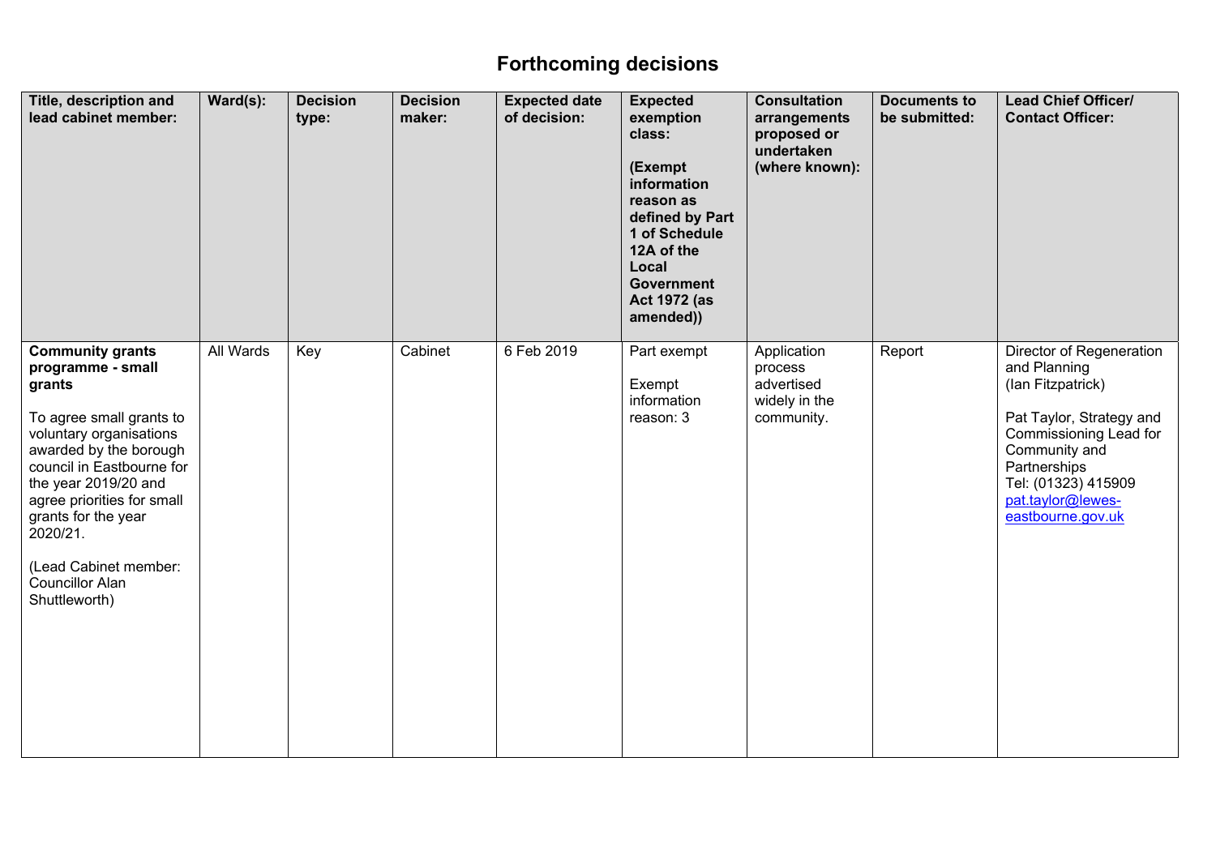# Forthcoming decisions

| Title, description and lead cabinet member: | Ward(s): | Decision type: | Decision maker: | Expected date of decision: | Expected exemption class: (Exempt information reason as defined by Part 1 of Schedule 12A of the Local Government Act 1972 (as amended)) | Consultation arrangements proposed or undertaken (where known): | Documents to be submitted: | Lead Chief Officer/ Contact Officer: |
|---|---|---|---|---|---|---|---|---|
| **Community grants programme - small grants** To agree small grants to voluntary organisations awarded by the borough council in Eastbourne for the year 2019/20 and agree priorities for small grants for the year 2020/21. (Lead Cabinet member: Councillor Alan Shuttleworth) | All Wards | Key | Cabinet | 6 Feb 2019 | Part exempt Exempt information reason: 3 | Application process advertised widely in the community. | Report | Director of Regeneration and Planning (Ian Fitzpatrick) Pat Taylor, Strategy and Commissioning Lead for Community and Partnerships Tel: (01323) 415909 pat.taylor@lewes-eastbourne.gov.uk |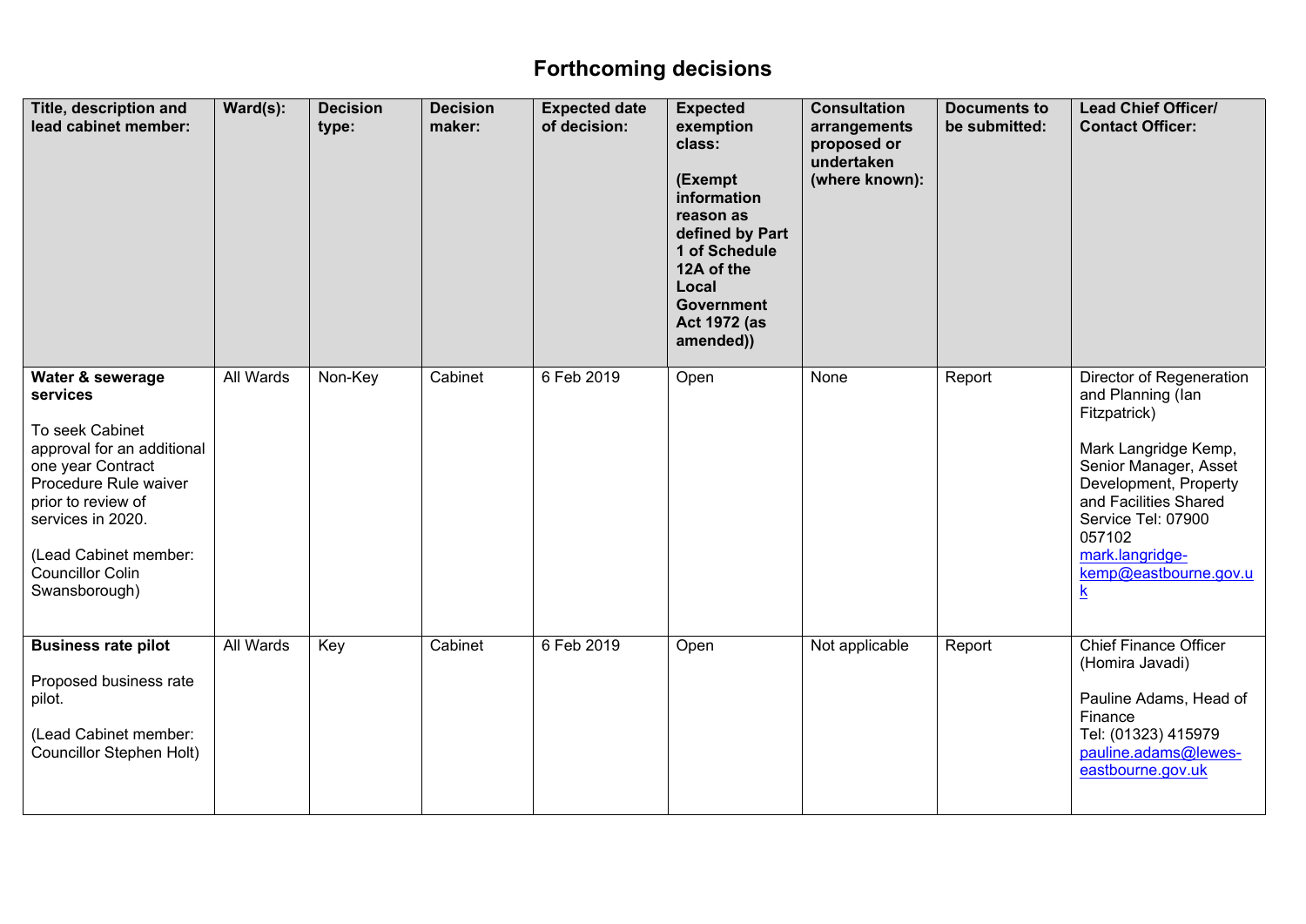# Forthcoming decisions

| Title, description and lead cabinet member: | Ward(s): | Decision type: | Decision maker: | Expected date of decision: | Expected exemption class: (Exempt information reason as defined by Part 1 of Schedule 12A of the Local Government Act 1972 (as amended)) | Consultation arrangements proposed or undertaken (where known): | Documents to be submitted: | Lead Chief Officer/ Contact Officer: |
|---|---|---|---|---|---|---|---|---|
| **Water & sewerage services**<br><br>To seek Cabinet approval for an additional one year Contract Procedure Rule waiver prior to review of services in 2020.<br><br>(Lead Cabinet member: Councillor Colin Swansborough) | All Wards | Non-Key | Cabinet | 6 Feb 2019 | Open | None | Report | Director of Regeneration and Planning (Ian Fitzpatrick)<br><br>Mark Langridge Kemp, Senior Manager, Asset Development, Property and Facilities Shared Service Tel: 07900 057102 mark.langridge-kemp@eastbourne.gov.uk |
| **Business rate pilot**<br><br>Proposed business rate pilot.<br><br>(Lead Cabinet member: Councillor Stephen Holt) | All Wards | Key | Cabinet | 6 Feb 2019 | Open | Not applicable | Report | Chief Finance Officer (Homira Javadi)<br><br>Pauline Adams, Head of Finance<br>Tel: (01323) 415979 pauline.adams@lewes-eastbourne.gov.uk |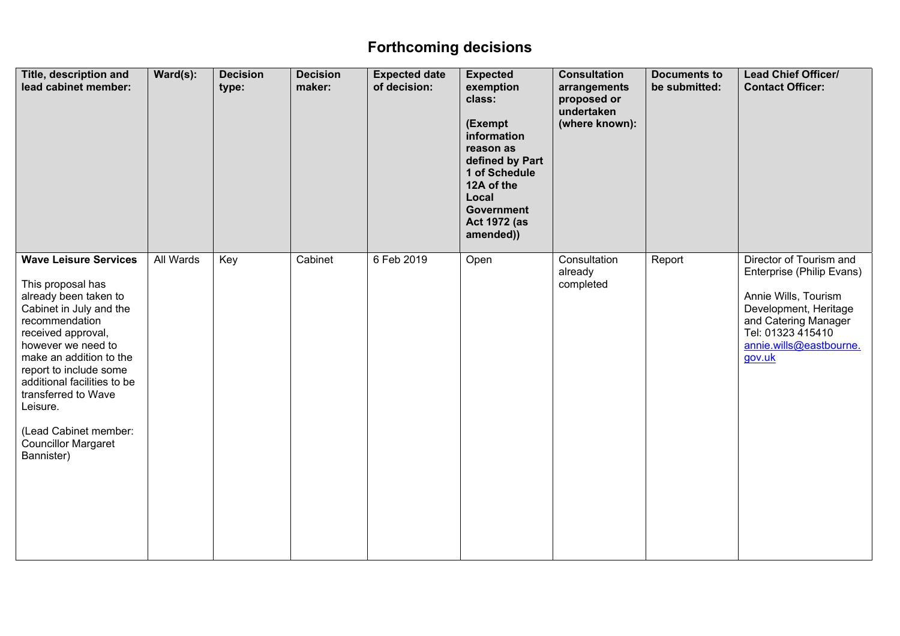# Forthcoming decisions

| Title, description and lead cabinet member: | Ward(s): | Decision type: | Decision maker: | Expected date of decision: | Expected exemption class: (Exempt information reason as defined by Part 1 of Schedule 12A of the Local Government Act 1972 (as amended)) | Consultation arrangements proposed or undertaken (where known): | Documents to be submitted: | Lead Chief Officer/ Contact Officer: |
|---|---|---|---|---|---|---|---|---|
| **Wave Leisure Services**<br><br>This proposal has already been taken to Cabinet in July and the recommendation received approval, however we need to make an addition to the report to include some additional facilities to be transferred to Wave Leisure.<br><br>(Lead Cabinet member: Councillor Margaret Bannister) | All Wards | Key | Cabinet | 6 Feb 2019 | Open | Consultation already completed | Report | Director of Tourism and Enterprise (Philip Evans)<br><br>Annie Wills, Tourism Development, Heritage and Catering Manager<br>Tel: 01323 415410<br>annie.wills@eastbourne.gov.uk |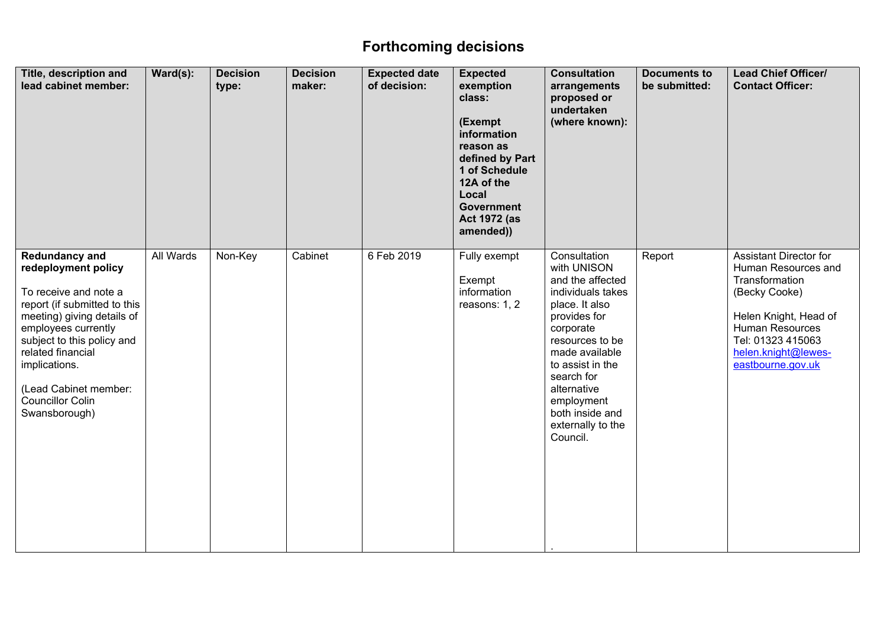# Forthcoming decisions

| Title, description and lead cabinet member: | Ward(s): | Decision type: | Decision maker: | Expected date of decision: | Expected exemption class: (Exempt information reason as defined by Part 1 of Schedule 12A of the Local Government Act 1972 (as amended)) | Consultation arrangements proposed or undertaken (where known): | Documents to be submitted: | Lead Chief Officer/ Contact Officer: |
|---|---|---|---|---|---|---|---|---|
| **Redundancy and redeployment policy**<br><br>To receive and note a report (if submitted to this meeting) giving details of employees currently subject to this policy and related financial implications.<br><br>(Lead Cabinet member: Councillor Colin Swansborough) | All Wards | Non-Key | Cabinet | 6 Feb 2019 | Fully exempt<br><br>Exempt information reasons: 1, 2 | Consultation with UNISON and the affected individuals takes place. It also provides for corporate resources to be made available to assist in the search for alternative employment both inside and externally to the Council.<br><br>. | Report | Assistant Director for Human Resources and Transformation (Becky Cooke)<br><br>Helen Knight, Head of Human Resources<br>Tel: 01323 415063<br>helen.knight@lewes-eastbourne.gov.uk |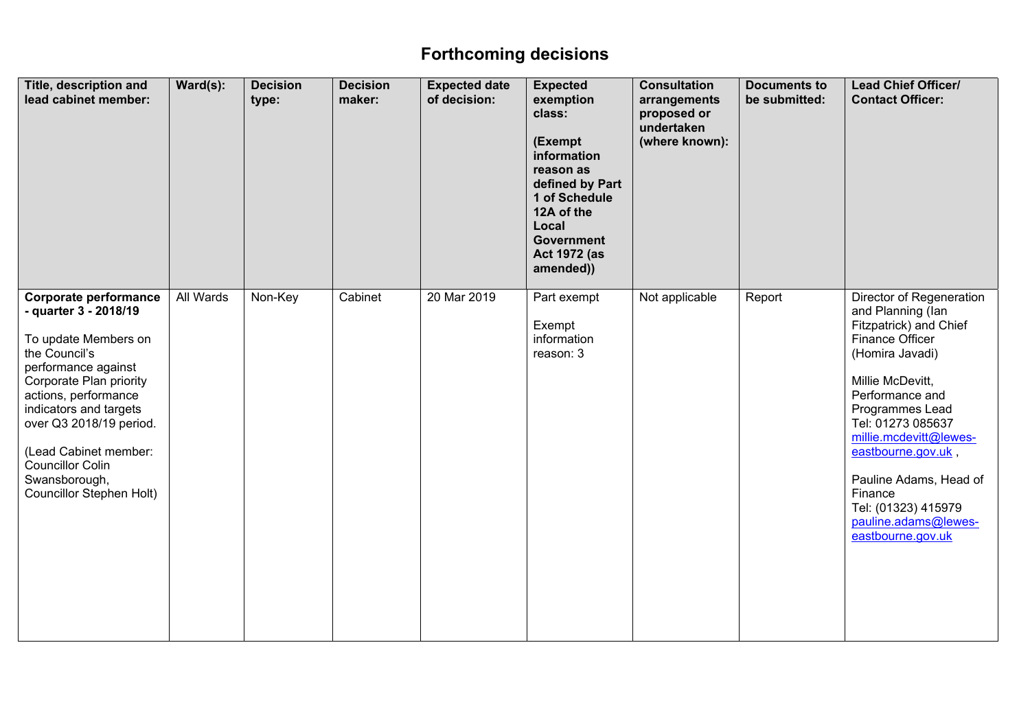# Forthcoming decisions

| Title, description and lead cabinet member: | Ward(s): | Decision type: | Decision maker: | Expected date of decision: | Expected exemption class: (Exempt information reason as defined by Part 1 of Schedule 12A of the Local Government Act 1972 (as amended)) | Consultation arrangements proposed or undertaken (where known): | Documents to be submitted: | Lead Chief Officer/ Contact Officer: |
|---|---|---|---|---|---|---|---|---|
| **Corporate performance - quarter 3 - 2018/19**<br><br>To update Members on the Council's performance against Corporate Plan priority actions, performance indicators and targets over Q3 2018/19 period.<br><br>(Lead Cabinet member: Councillor Colin Swansborough, Councillor Stephen Holt) | All Wards | Non-Key | Cabinet | 20 Mar 2019 | Part exempt<br><br>Exempt information reason: 3 | Not applicable | Report | Director of Regeneration and Planning (Ian Fitzpatrick) and Chief Finance Officer (Homira Javadi)<br><br>Millie McDevitt, Performance and Programmes Lead<br>Tel: 01273 085637<br>millie.mcdevitt@lewes-eastbourne.gov.uk ,<br><br>Pauline Adams, Head of Finance<br>Tel: (01323) 415979<br>pauline.adams@lewes-eastbourne.gov.uk |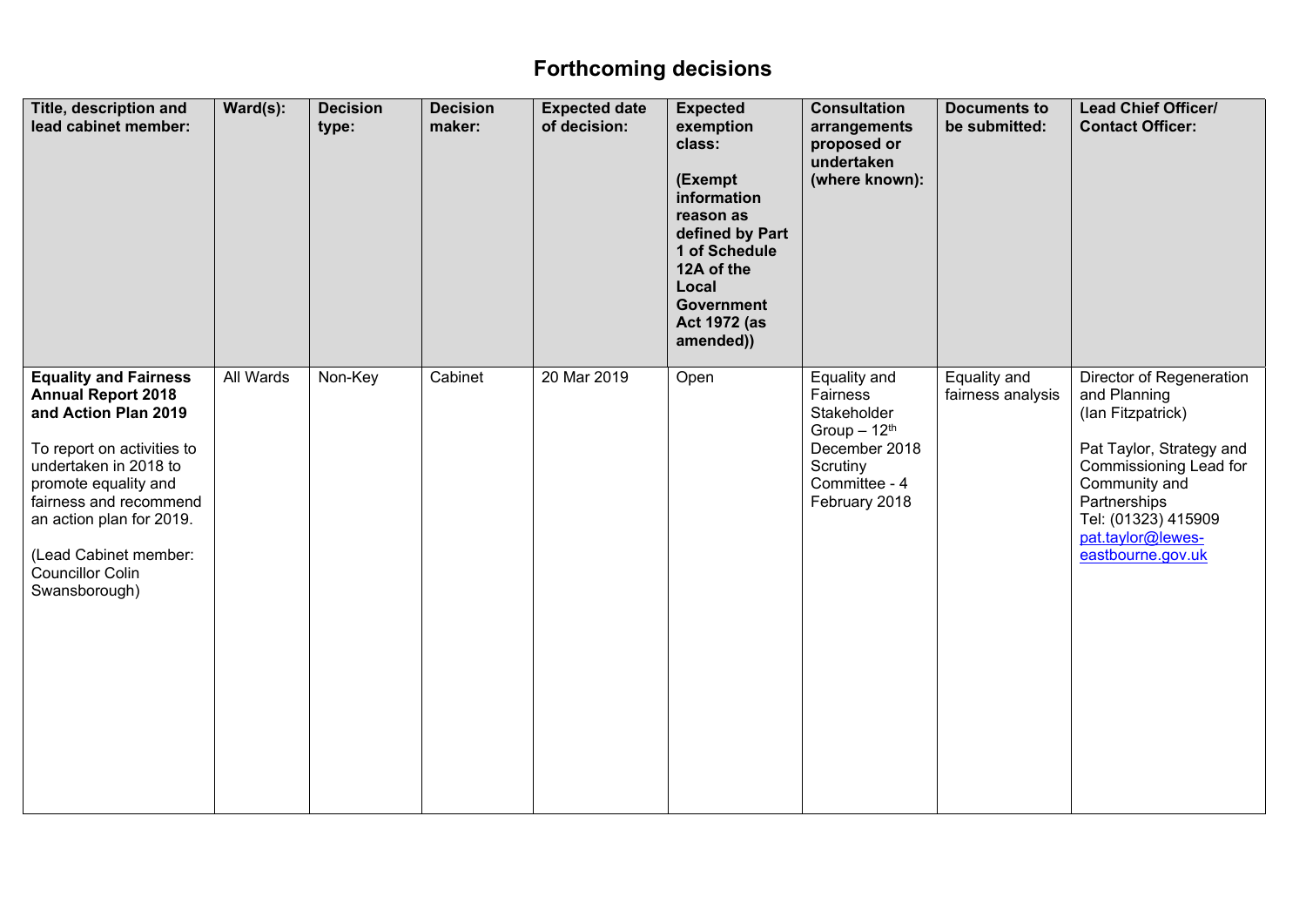# Forthcoming decisions

| Title, description and lead cabinet member: | Ward(s): | Decision type: | Decision maker: | Expected date of decision: | Expected exemption class: (Exempt information reason as defined by Part 1 of Schedule 12A of the Local Government Act 1972 (as amended)) | Consultation arrangements proposed or undertaken (where known): | Documents to be submitted: | Lead Chief Officer/ Contact Officer: |
|---|---|---|---|---|---|---|---|---|
| **Equality and Fairness Annual Report 2018 and Action Plan 2019** To report on activities to undertaken in 2018 to promote equality and fairness and recommend an action plan for 2019. (Lead Cabinet member: Councillor Colin Swansborough) | All Wards | Non-Key | Cabinet | 20 Mar 2019 | Open | Equality and Fairness Stakeholder Group – 12th December 2018 Scrutiny Committee - 4 February 2018 | Equality and fairness analysis | Director of Regeneration and Planning (Ian Fitzpatrick) Pat Taylor, Strategy and Commissioning Lead for Community and Partnerships Tel: (01323) 415909 pat.taylor@lewes-eastbourne.gov.uk |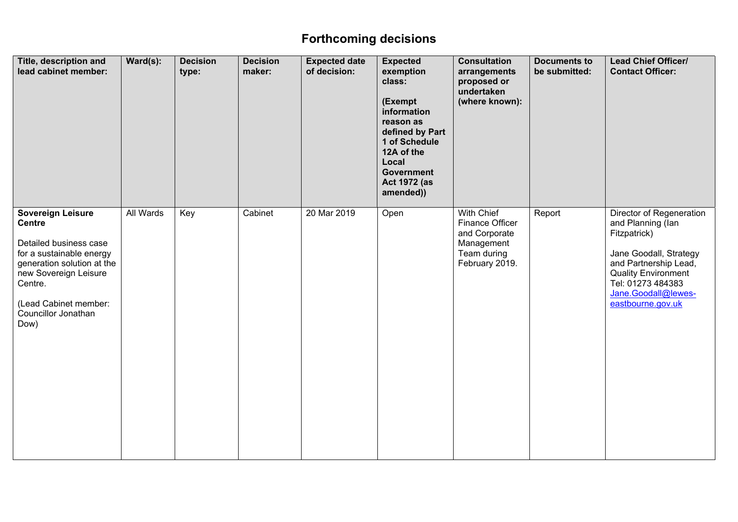# Forthcoming decisions

| Title, description and lead cabinet member: | Ward(s): | Decision type: | Decision maker: | Expected date of decision: | Expected exemption class: (Exempt information reason as defined by Part 1 of Schedule 12A of the Local Government Act 1972 (as amended)) | Consultation arrangements proposed or undertaken (where known): | Documents to be submitted: | Lead Chief Officer/ Contact Officer: |
| --- | --- | --- | --- | --- | --- | --- | --- | --- |
| **Sovereign Leisure Centre**<br><br>Detailed business case for a sustainable energy generation solution at the new Sovereign Leisure Centre.<br><br>(Lead Cabinet member: Councillor Jonathan Dow) | All Wards | Key | Cabinet | 20 Mar 2019 | Open | With Chief Finance Officer and Corporate Management Team during February 2019. | Report | Director of Regeneration and Planning (Ian Fitzpatrick)<br><br>Jane Goodall, Strategy and Partnership Lead, Quality Environment Tel: 01273 484383 Jane.Goodall@lewes-eastbourne.gov.uk |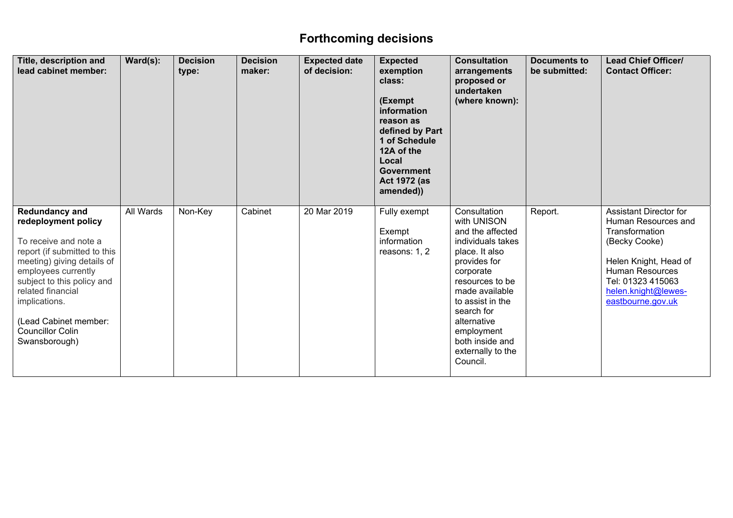# Forthcoming decisions

| Title, description and lead cabinet member: | Ward(s): | Decision type: | Decision maker: | Expected date of decision: | Expected exemption class: (Exempt information reason as defined by Part 1 of Schedule 12A of the Local Government Act 1972 (as amended)) | Consultation arrangements proposed or undertaken (where known): | Documents to be submitted: | Lead Chief Officer/ Contact Officer: |
|---|---|---|---|---|---|---|---|---|
| **Redundancy and redeployment policy**<br><br>To receive and note a report (if submitted to this meeting) giving details of employees currently subject to this policy and related financial implications.<br><br>(Lead Cabinet member: Councillor Colin Swansborough) | All Wards | Non-Key | Cabinet | 20 Mar 2019 | Fully exempt<br><br>Exempt information reasons: 1, 2 | Consultation with UNISON and the affected individuals takes place. It also provides for corporate resources to be made available to assist in the search for alternative employment both inside and externally to the Council. | Report. | Assistant Director for Human Resources and Transformation (Becky Cooke)<br><br>Helen Knight, Head of Human Resources<br>Tel: 01323 415063<br>helen.knight@lewes-eastbourne.gov.uk |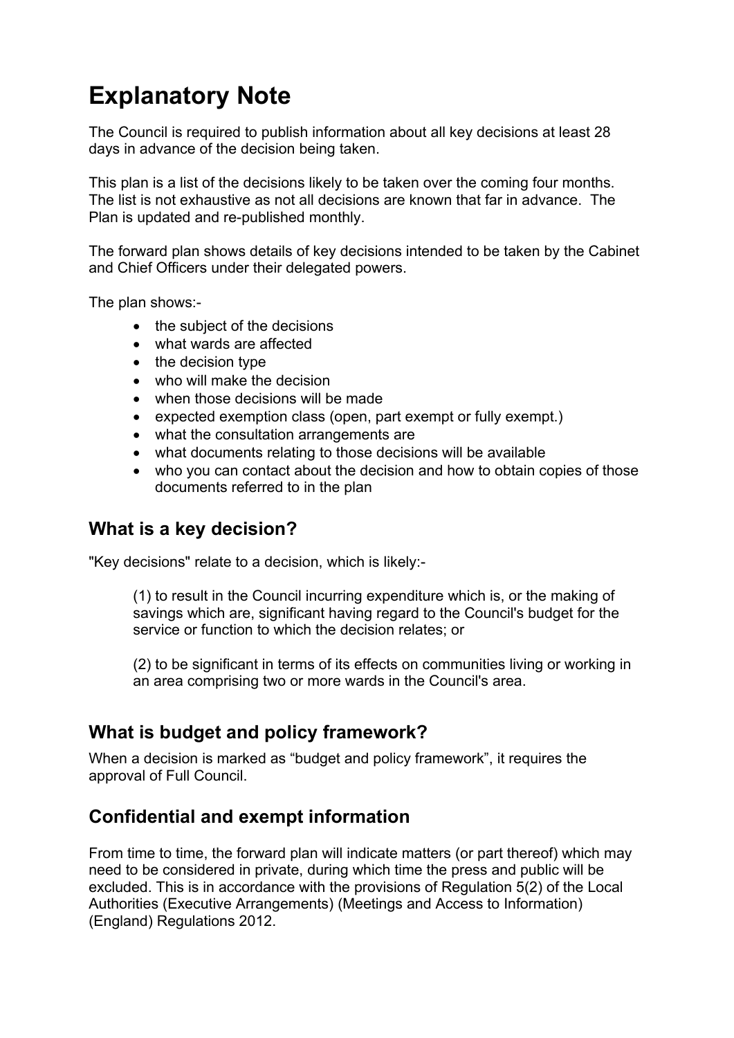# Explanatory Note

The Council is required to publish information about all key decisions at least 28 days in advance of the decision being taken.

This plan is a list of the decisions likely to be taken over the coming four months. The list is not exhaustive as not all decisions are known that far in advance. The Plan is updated and re-published monthly.

The forward plan shows details of key decisions intended to be taken by the Cabinet and Chief Officers under their delegated powers.

The plan shows:-

- the subject of the decisions
- what wards are affected
- the decision type
- who will make the decision
- when those decisions will be made
- expected exemption class (open, part exempt or fully exempt.)
- what the consultation arrangements are
- what documents relating to those decisions will be available
- who you can contact about the decision and how to obtain copies of those documents referred to in the plan

## What is a key decision?

"Key decisions" relate to a decision, which is likely:-

> (1) to result in the Council incurring expenditure which is, or the making of savings which are, significant having regard to the Council's budget for the service or function to which the decision relates; or
>
> (2) to be significant in terms of its effects on communities living or working in an area comprising two or more wards in the Council's area.

## What is budget and policy framework?

When a decision is marked as "budget and policy framework", it requires the approval of Full Council.

## Confidential and exempt information

From time to time, the forward plan will indicate matters (or part thereof) which may need to be considered in private, during which time the press and public will be excluded. This is in accordance with the provisions of Regulation 5(2) of the Local Authorities (Executive Arrangements) (Meetings and Access to Information) (England) Regulations 2012.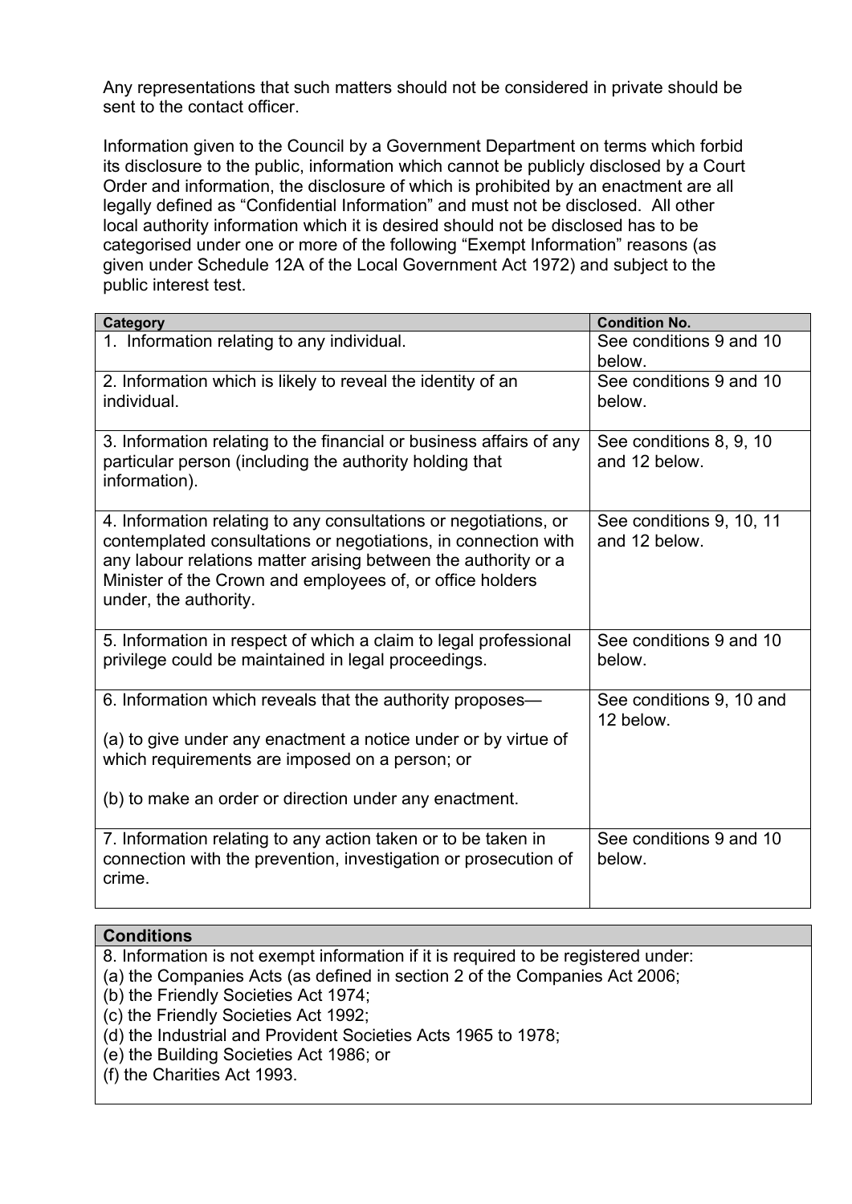Any representations that such matters should not be considered in private should be sent to the contact officer.

Information given to the Council by a Government Department on terms which forbid its disclosure to the public, information which cannot be publicly disclosed by a Court Order and information, the disclosure of which is prohibited by an enactment are all legally defined as "Confidential Information" and must not be disclosed. All other local authority information which it is desired should not be disclosed has to be categorised under one or more of the following "Exempt Information" reasons (as given under Schedule 12A of the Local Government Act 1972) and subject to the public interest test.

| Category | Condition No. |
|---|---|
| 1. Information relating to any individual. | See conditions 9 and 10 below. |
| 2. Information which is likely to reveal the identity of an individual. | See conditions 9 and 10 below. |
| 3. Information relating to the financial or business affairs of any particular person (including the authority holding that information). | See conditions 8, 9, 10 and 12 below. |
| 4. Information relating to any consultations or negotiations, or contemplated consultations or negotiations, in connection with any labour relations matter arising between the authority or a Minister of the Crown and employees of, or office holders under, the authority. | See conditions 9, 10, 11 and 12 below. |
| 5. Information in respect of which a claim to legal professional privilege could be maintained in legal proceedings. | See conditions 9 and 10 below. |
| 6. Information which reveals that the authority proposes—<br><br>(a) to give under any enactment a notice under or by virtue of which requirements are imposed on a person; or<br><br>(b) to make an order or direction under any enactment. | See conditions 9, 10 and 12 below. |
| 7. Information relating to any action taken or to be taken in connection with the prevention, investigation or prosecution of crime. | See conditions 9 and 10 below. |

| Conditions |
|---|
| 8. Information is not exempt information if it is required to be registered under:<br>(a) the Companies Acts (as defined in section 2 of the Companies Act 2006;<br>(b) the Friendly Societies Act 1974;<br>(c) the Friendly Societies Act 1992;<br>(d) the Industrial and Provident Societies Acts 1965 to 1978;<br>(e) the Building Societies Act 1986; or<br>(f) the Charities Act 1993. |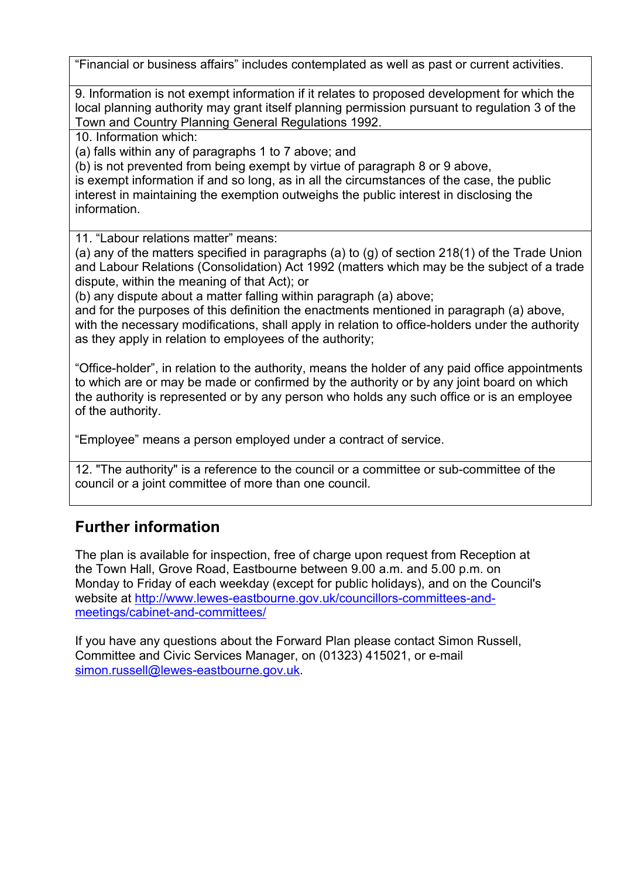| |
|---|
| “Financial or business affairs” includes contemplated as well as past or current activities. |
| 9. Information is not exempt information if it relates to proposed development for which the local planning authority may grant itself planning permission pursuant to regulation 3 of the Town and Country Planning General Regulations 1992. |
| 10. Information which:<br>(a) falls within any of paragraphs 1 to 7 above; and<br>(b) is not prevented from being exempt by virtue of paragraph 8 or 9 above,<br>is exempt information if and so long, as in all the circumstances of the case, the public interest in maintaining the exemption outweighs the public interest in disclosing the information. |
| 11. “Labour relations matter” means:<br>(a) any of the matters specified in paragraphs (a) to (g) of section 218(1) of the Trade Union and Labour Relations (Consolidation) Act 1992 (matters which may be the subject of a trade dispute, within the meaning of that Act); or<br>(b) any dispute about a matter falling within paragraph (a) above;<br>and for the purposes of this definition the enactments mentioned in paragraph (a) above, with the necessary modifications, shall apply in relation to office-holders under the authority as they apply in relation to employees of the authority;<br><br>“Office-holder”, in relation to the authority, means the holder of any paid office appointments to which are or may be made or confirmed by the authority or by any joint board on which the authority is represented or by any person who holds any such office or is an employee of the authority.<br><br>“Employee” means a person employed under a contract of service. |
| 12. "The authority" is a reference to the council or a committee or sub-committee of the council or a joint committee of more than one council. |

## Further information

The plan is available for inspection, free of charge upon request from Reception at the Town Hall, Grove Road, Eastbourne between 9.00 a.m. and 5.00 p.m. on Monday to Friday of each weekday (except for public holidays), and on the Council's website at [http://www.lewes-eastbourne.gov.uk/councillors-committees-and-meetings/cabinet-and-committees/](http://www.lewes-eastbourne.gov.uk/councillors-committees-and-meetings/cabinet-and-committees/)

If you have any questions about the Forward Plan please contact Simon Russell, Committee and Civic Services Manager, on (01323) 415021, or e-mail [simon.russell@lewes-eastbourne.gov.uk](mailto:simon.russell@lewes-eastbourne.gov.uk).